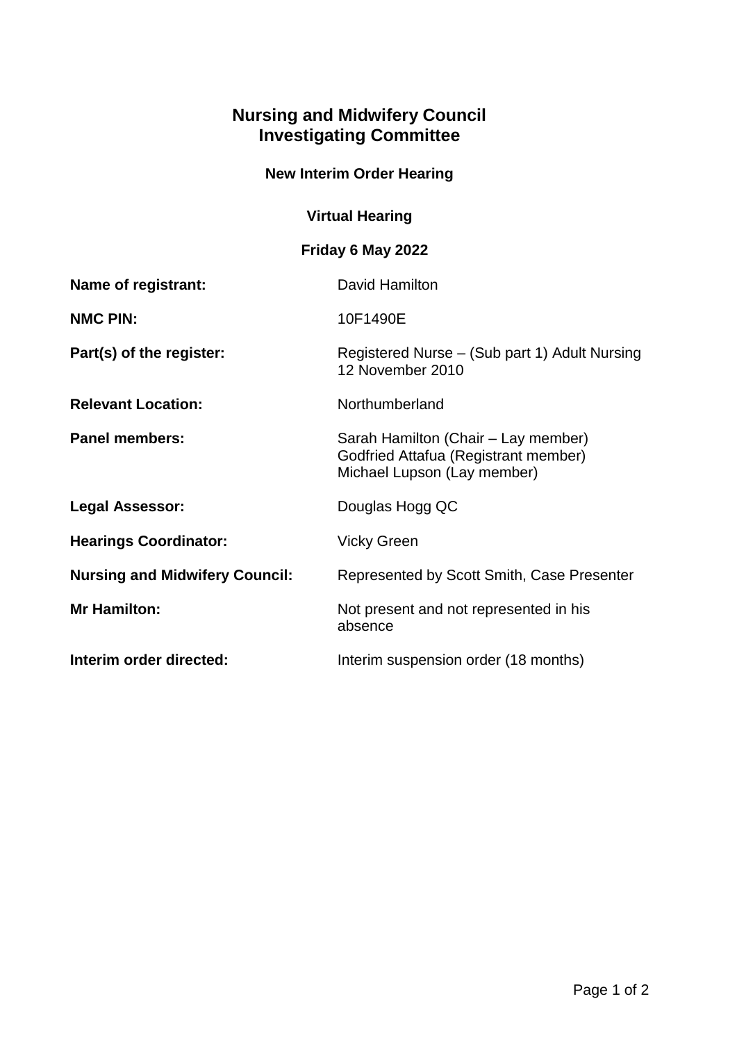# Nursing and Midwifery Council
# Investigating Committee

### New Interim Order Hearing

### Virtual Hearing

### Friday 6 May 2022

| | |
|---|---|
| **Name of registrant:** | David Hamilton |
| **NMC PIN:** | 10F1490E |
| **Part(s) of the register:** | Registered Nurse – (Sub part 1) Adult Nursing 12 November 2010 |
| **Relevant Location:** | Northumberland |
| **Panel members:** | Sarah Hamilton (Chair – Lay member)<br>Godfried Attafua (Registrant member)<br>Michael Lupson (Lay member) |
| **Legal Assessor:** | Douglas Hogg QC |
| **Hearings Coordinator:** | Vicky Green |
| **Nursing and Midwifery Council:** | Represented by Scott Smith, Case Presenter |
| **Mr Hamilton:** | Not present and not represented in his absence |
| **Interim order directed:** | Interim suspension order (18 months) |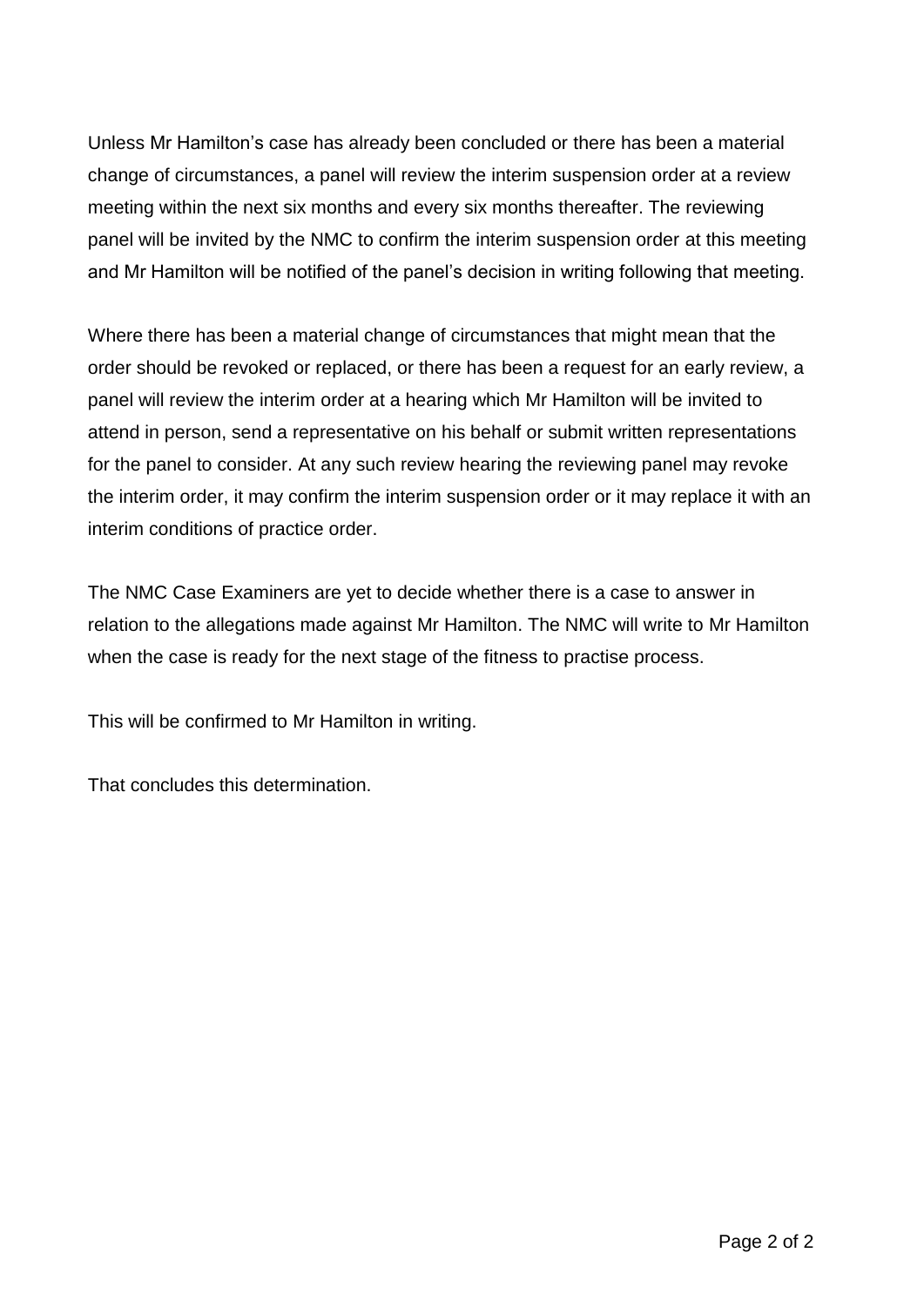Unless Mr Hamilton's case has already been concluded or there has been a material change of circumstances, a panel will review the interim suspension order at a review meeting within the next six months and every six months thereafter. The reviewing panel will be invited by the NMC to confirm the interim suspension order at this meeting and Mr Hamilton will be notified of the panel's decision in writing following that meeting.

Where there has been a material change of circumstances that might mean that the order should be revoked or replaced, or there has been a request for an early review, a panel will review the interim order at a hearing which Mr Hamilton will be invited to attend in person, send a representative on his behalf or submit written representations for the panel to consider. At any such review hearing the reviewing panel may revoke the interim order, it may confirm the interim suspension order or it may replace it with an interim conditions of practice order.

The NMC Case Examiners are yet to decide whether there is a case to answer in relation to the allegations made against Mr Hamilton. The NMC will write to Mr Hamilton when the case is ready for the next stage of the fitness to practise process.

This will be confirmed to Mr Hamilton in writing.

That concludes this determination.